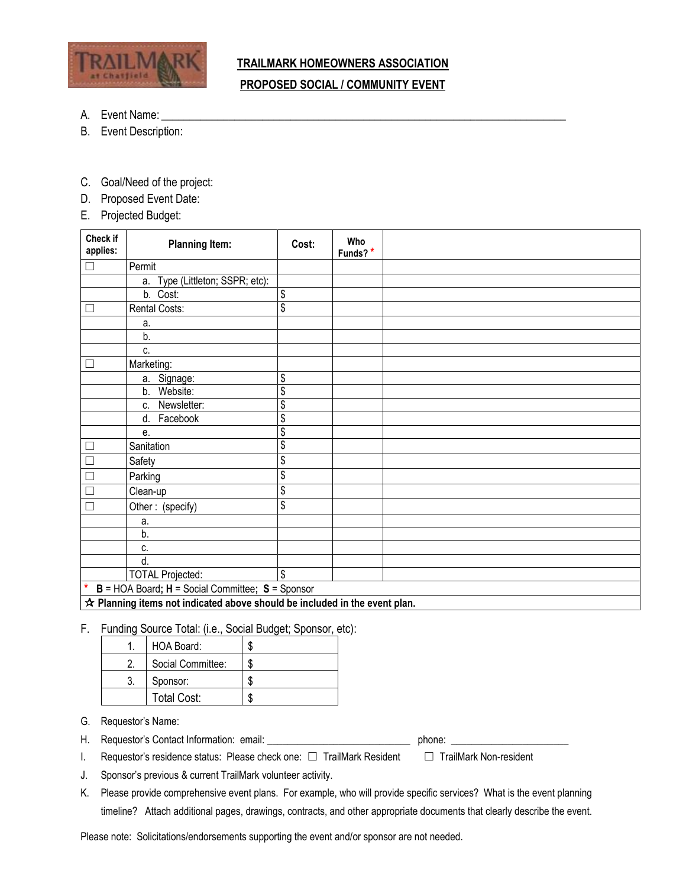# TRAILMARK HOMEOWNERS ASSOCIATION

## PROPOSED SOCIAL / COMMUNITY EVENT

A. Event Name: ___________________________________________________________________________

B. Event Description:

C. Goal/Need of the project:

D. Proposed Event Date:

E. Projected Budget:

| Check if applies: | Planning Item: | Cost: | Who Funds? * | |
|---|---|---|---|---|
| ☐ | Permit | | | |
| | a. Type (Littleton; SSPR; etc): | | | |
| | b. Cost: | $ | | |
| ☐ | Rental Costs: | $ | | |
| | a. | | | |
| | b. | | | |
| | c. | | | |
| ☐ | Marketing: | | | |
| | a. Signage: | $ | | |
| | b. Website: | $ | | |
| | c. Newsletter: | $ | | |
| | d. Facebook | $ | | |
| | e. | $ | | |
| ☐ | Sanitation | $ | | |
| ☐ | Safety | $ | | |
| ☐ | Parking | $ | | |
| ☐ | Clean-up | $ | | |
| ☐ | Other : (specify) | $ | | |
| | a. | | | |
| | b. | | | |
| | c. | | | |
| | d. | | | |
| | TOTAL Projected: | $ | | |

\* **B** = HOA Board; **H** = Social Committee; **S** = Sponsor

☆ **Planning items not indicated above should be included in the event plan.**

F. Funding Source Total: (i.e., Social Budget; Sponsor, etc):

| | | |
|---|---|---|
| 1. | HOA Board: | $ |
| 2. | Social Committee: | $ |
| 3. | Sponsor: | $ |
| | Total Cost: | $ |

G. Requestor's Name:

H. Requestor's Contact Information: email: ___________________________ phone: _______________________

I. Requestor's residence status: Please check one: ☐ TrailMark Resident ☐ TrailMark Non-resident

J. Sponsor's previous & current TrailMark volunteer activity.

K. Please provide comprehensive event plans. For example, who will provide specific services? What is the event planning timeline? Attach additional pages, drawings, contracts, and other appropriate documents that clearly describe the event.

Please note: Solicitations/endorsements supporting the event and/or sponsor are not needed.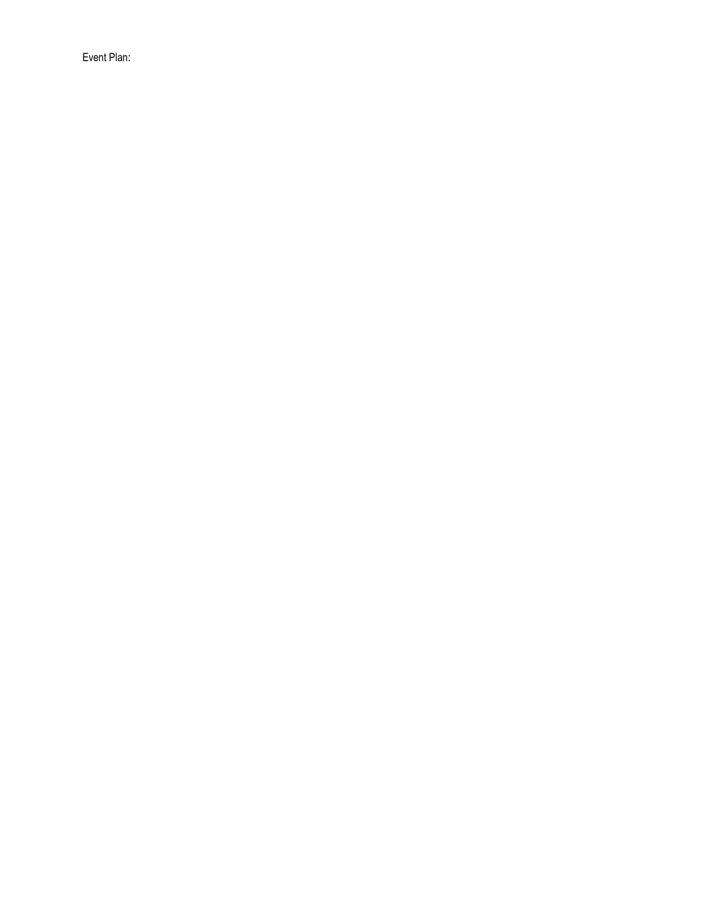Event Plan: